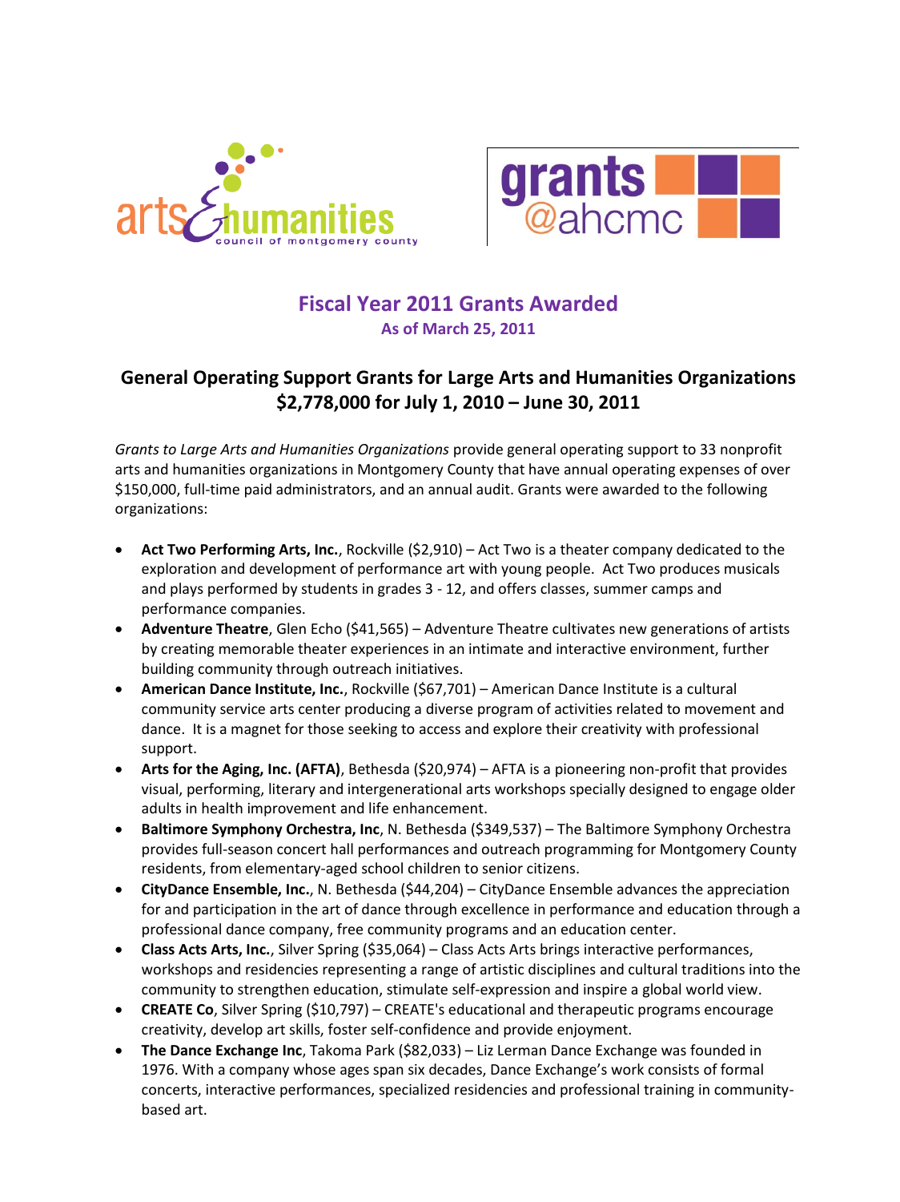# Fiscal Year 2011 Grants Awarded

**As of March 25, 2011**

## General Operating Support Grants for Large Arts and Humanities Organizations $2,778,000 for July 1, 2010 – June 30, 2011

*Grants to Large Arts and Humanities Organizations* provide general operating support to 33 nonprofit arts and humanities organizations in Montgomery County that have annual operating expenses of over $150,000, full-time paid administrators, and an annual audit. Grants were awarded to the following organizations:

- **Act Two Performing Arts, Inc.**, Rockville ($2,910) – Act Two is a theater company dedicated to the exploration and development of performance art with young people. Act Two produces musicals and plays performed by students in grades 3 - 12, and offers classes, summer camps and performance companies.
- **Adventure Theatre**, Glen Echo ($41,565) – Adventure Theatre cultivates new generations of artists by creating memorable theater experiences in an intimate and interactive environment, further building community through outreach initiatives.
- **American Dance Institute, Inc.**, Rockville ($67,701) – American Dance Institute is a cultural community service arts center producing a diverse program of activities related to movement and dance. It is a magnet for those seeking to access and explore their creativity with professional support.
- **Arts for the Aging, Inc. (AFTA)**, Bethesda ($20,974) – AFTA is a pioneering non-profit that provides visual, performing, literary and intergenerational arts workshops specially designed to engage older adults in health improvement and life enhancement.
- **Baltimore Symphony Orchestra, Inc**, N. Bethesda ($349,537) – The Baltimore Symphony Orchestra provides full-season concert hall performances and outreach programming for Montgomery County residents, from elementary-aged school children to senior citizens.
- **CityDance Ensemble, Inc.**, N. Bethesda ($44,204) – CityDance Ensemble advances the appreciation for and participation in the art of dance through excellence in performance and education through a professional dance company, free community programs and an education center.
- **Class Acts Arts, Inc.**, Silver Spring ($35,064) – Class Acts Arts brings interactive performances, workshops and residencies representing a range of artistic disciplines and cultural traditions into the community to strengthen education, stimulate self-expression and inspire a global world view.
- **CREATE Co**, Silver Spring ($10,797) – CREATE's educational and therapeutic programs encourage creativity, develop art skills, foster self-confidence and provide enjoyment.
- **The Dance Exchange Inc**, Takoma Park ($82,033) – Liz Lerman Dance Exchange was founded in 1976. With a company whose ages span six decades, Dance Exchange's work consists of formal concerts, interactive performances, specialized residencies and professional training in community-based art.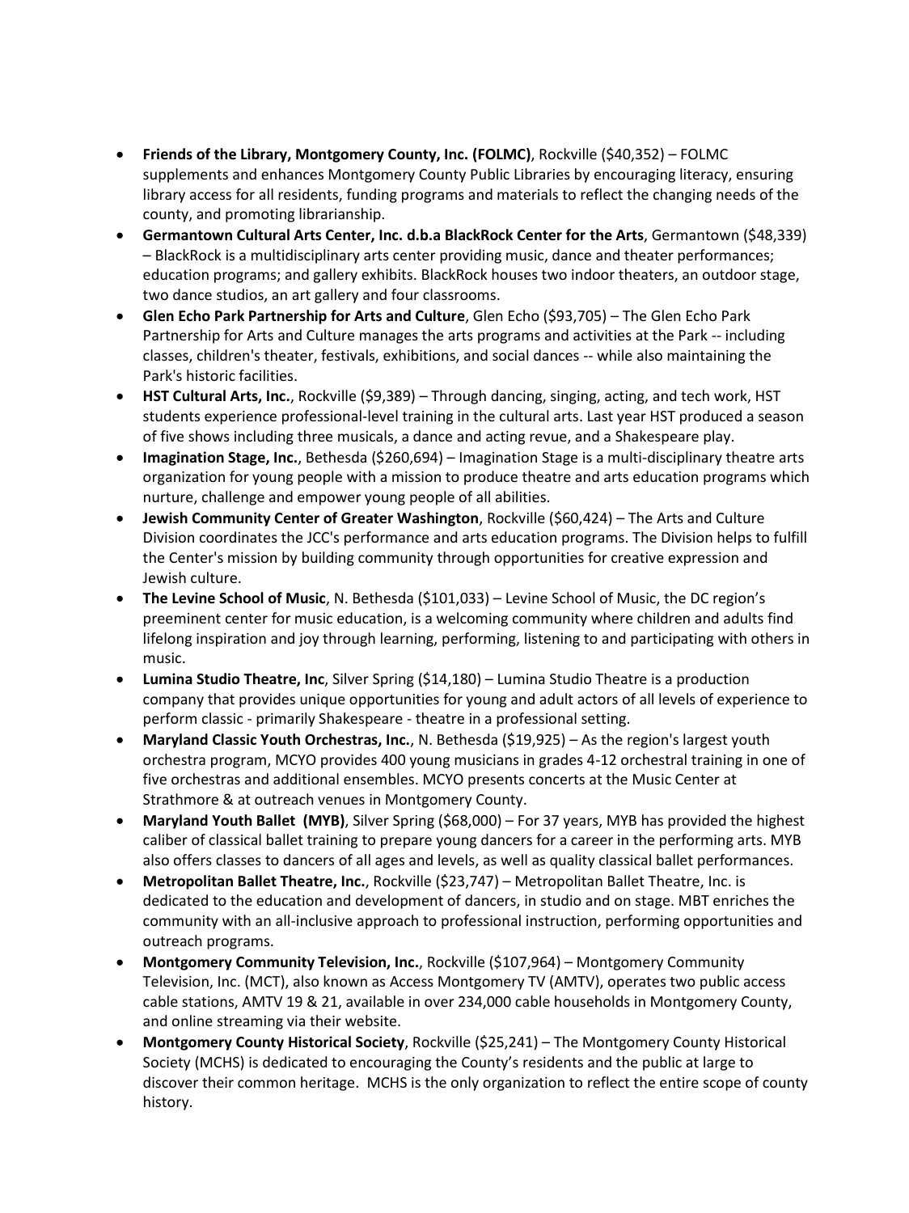- **Friends of the Library, Montgomery County, Inc. (FOLMC)**, Rockville ($40,352) – FOLMC supplements and enhances Montgomery County Public Libraries by encouraging literacy, ensuring library access for all residents, funding programs and materials to reflect the changing needs of the county, and promoting librarianship.
- **Germantown Cultural Arts Center, Inc. d.b.a BlackRock Center for the Arts**, Germantown ($48,339) – BlackRock is a multidisciplinary arts center providing music, dance and theater performances; education programs; and gallery exhibits. BlackRock houses two indoor theaters, an outdoor stage, two dance studios, an art gallery and four classrooms.
- **Glen Echo Park Partnership for Arts and Culture**, Glen Echo ($93,705) – The Glen Echo Park Partnership for Arts and Culture manages the arts programs and activities at the Park -- including classes, children's theater, festivals, exhibitions, and social dances -- while also maintaining the Park's historic facilities.
- **HST Cultural Arts, Inc.**, Rockville ($9,389) – Through dancing, singing, acting, and tech work, HST students experience professional-level training in the cultural arts. Last year HST produced a season of five shows including three musicals, a dance and acting revue, and a Shakespeare play.
- **Imagination Stage, Inc.**, Bethesda ($260,694) – Imagination Stage is a multi-disciplinary theatre arts organization for young people with a mission to produce theatre and arts education programs which nurture, challenge and empower young people of all abilities.
- **Jewish Community Center of Greater Washington**, Rockville ($60,424) – The Arts and Culture Division coordinates the JCC's performance and arts education programs. The Division helps to fulfill the Center's mission by building community through opportunities for creative expression and Jewish culture.
- **The Levine School of Music**, N. Bethesda ($101,033) – Levine School of Music, the DC region's preeminent center for music education, is a welcoming community where children and adults find lifelong inspiration and joy through learning, performing, listening to and participating with others in music.
- **Lumina Studio Theatre, Inc**, Silver Spring ($14,180) – Lumina Studio Theatre is a production company that provides unique opportunities for young and adult actors of all levels of experience to perform classic - primarily Shakespeare - theatre in a professional setting.
- **Maryland Classic Youth Orchestras, Inc.**, N. Bethesda ($19,925) – As the region's largest youth orchestra program, MCYO provides 400 young musicians in grades 4-12 orchestral training in one of five orchestras and additional ensembles. MCYO presents concerts at the Music Center at Strathmore & at outreach venues in Montgomery County.
- **Maryland Youth Ballet (MYB)**, Silver Spring ($68,000) – For 37 years, MYB has provided the highest caliber of classical ballet training to prepare young dancers for a career in the performing arts. MYB also offers classes to dancers of all ages and levels, as well as quality classical ballet performances.
- **Metropolitan Ballet Theatre, Inc.**, Rockville ($23,747) – Metropolitan Ballet Theatre, Inc. is dedicated to the education and development of dancers, in studio and on stage. MBT enriches the community with an all-inclusive approach to professional instruction, performing opportunities and outreach programs.
- **Montgomery Community Television, Inc.**, Rockville ($107,964) – Montgomery Community Television, Inc. (MCT), also known as Access Montgomery TV (AMTV), operates two public access cable stations, AMTV 19 & 21, available in over 234,000 cable households in Montgomery County, and online streaming via their website.
- **Montgomery County Historical Society**, Rockville ($25,241) – The Montgomery County Historical Society (MCHS) is dedicated to encouraging the County's residents and the public at large to discover their common heritage. MCHS is the only organization to reflect the entire scope of county history.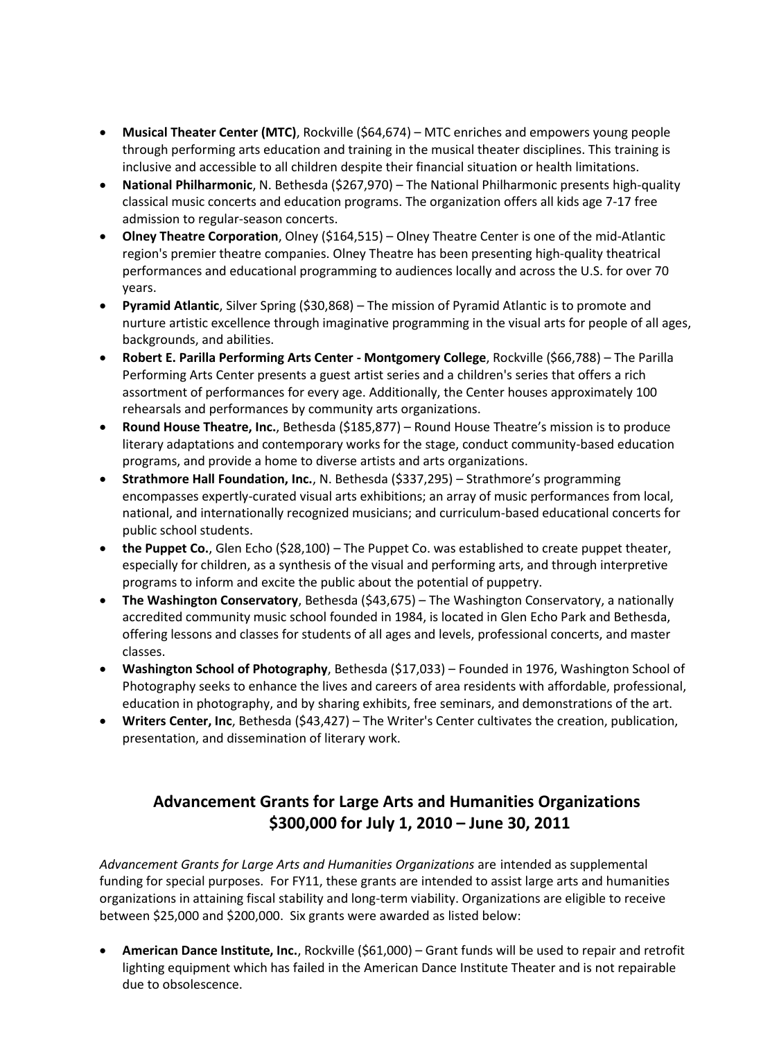- **Musical Theater Center (MTC)**, Rockville ($64,674) – MTC enriches and empowers young people through performing arts education and training in the musical theater disciplines. This training is inclusive and accessible to all children despite their financial situation or health limitations.
- **National Philharmonic**, N. Bethesda ($267,970) – The National Philharmonic presents high-quality classical music concerts and education programs. The organization offers all kids age 7-17 free admission to regular-season concerts.
- **Olney Theatre Corporation**, Olney ($164,515) – Olney Theatre Center is one of the mid-Atlantic region's premier theatre companies. Olney Theatre has been presenting high-quality theatrical performances and educational programming to audiences locally and across the U.S. for over 70 years.
- **Pyramid Atlantic**, Silver Spring ($30,868) – The mission of Pyramid Atlantic is to promote and nurture artistic excellence through imaginative programming in the visual arts for people of all ages, backgrounds, and abilities.
- **Robert E. Parilla Performing Arts Center - Montgomery College**, Rockville ($66,788) – The Parilla Performing Arts Center presents a guest artist series and a children's series that offers a rich assortment of performances for every age. Additionally, the Center houses approximately 100 rehearsals and performances by community arts organizations.
- **Round House Theatre, Inc.**, Bethesda ($185,877) – Round House Theatre's mission is to produce literary adaptations and contemporary works for the stage, conduct community-based education programs, and provide a home to diverse artists and arts organizations.
- **Strathmore Hall Foundation, Inc.**, N. Bethesda ($337,295) – Strathmore's programming encompasses expertly-curated visual arts exhibitions; an array of music performances from local, national, and internationally recognized musicians; and curriculum-based educational concerts for public school students.
- **the Puppet Co.**, Glen Echo ($28,100) – The Puppet Co. was established to create puppet theater, especially for children, as a synthesis of the visual and performing arts, and through interpretive programs to inform and excite the public about the potential of puppetry.
- **The Washington Conservatory**, Bethesda ($43,675) – The Washington Conservatory, a nationally accredited community music school founded in 1984, is located in Glen Echo Park and Bethesda, offering lessons and classes for students of all ages and levels, professional concerts, and master classes.
- **Washington School of Photography**, Bethesda ($17,033) – Founded in 1976, Washington School of Photography seeks to enhance the lives and careers of area residents with affordable, professional, education in photography, and by sharing exhibits, free seminars, and demonstrations of the art.
- **Writers Center, Inc**, Bethesda ($43,427) – The Writer's Center cultivates the creation, publication, presentation, and dissemination of literary work.

## Advancement Grants for Large Arts and Humanities Organizations $300,000 for July 1, 2010 – June 30, 2011

*Advancement Grants for Large Arts and Humanities Organizations* are intended as supplemental funding for special purposes. For FY11, these grants are intended to assist large arts and humanities organizations in attaining fiscal stability and long-term viability. Organizations are eligible to receive between $25,000 and $200,000. Six grants were awarded as listed below:

- **American Dance Institute, Inc.**, Rockville ($61,000) – Grant funds will be used to repair and retrofit lighting equipment which has failed in the American Dance Institute Theater and is not repairable due to obsolescence.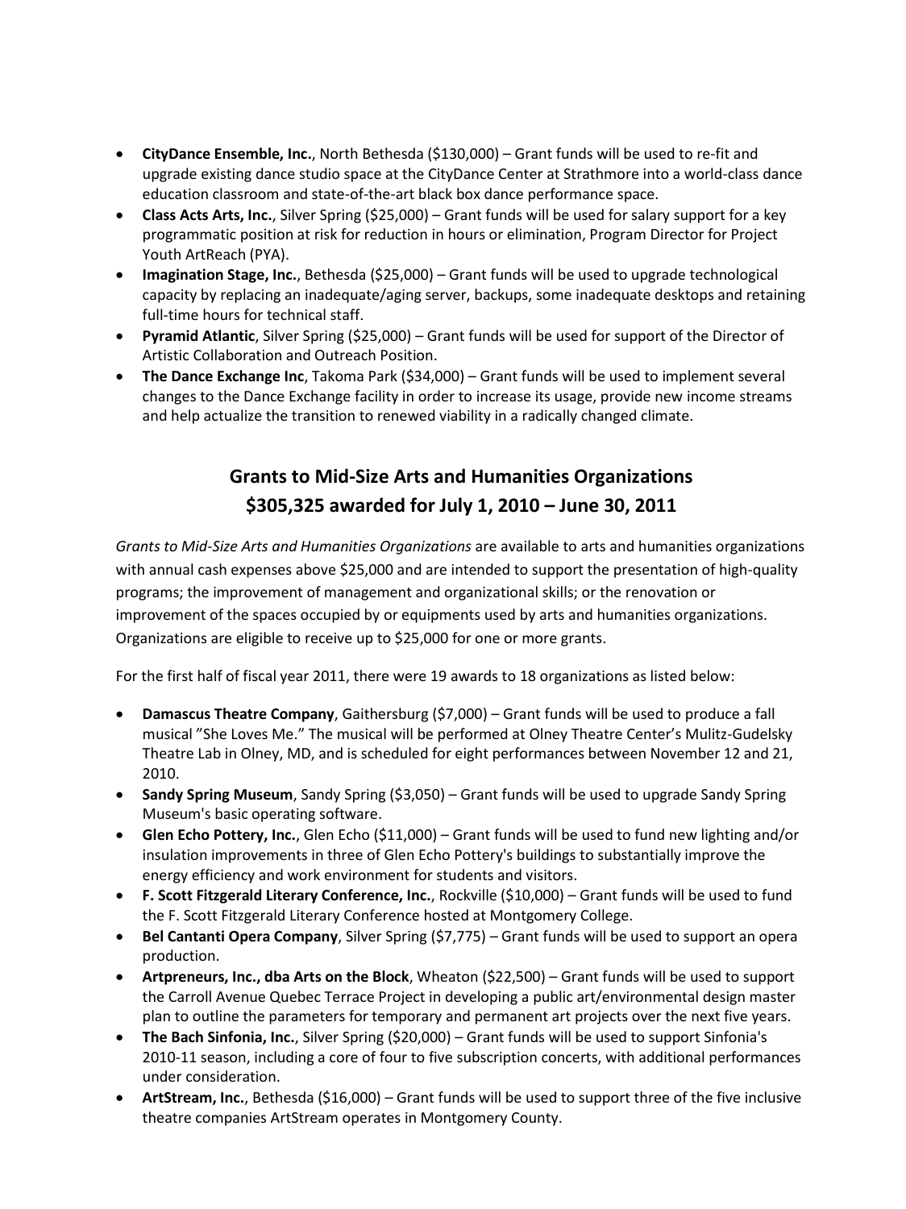- **CityDance Ensemble, Inc.**, North Bethesda ($130,000) – Grant funds will be used to re-fit and upgrade existing dance studio space at the CityDance Center at Strathmore into a world-class dance education classroom and state-of-the-art black box dance performance space.
- **Class Acts Arts, Inc.**, Silver Spring ($25,000) – Grant funds will be used for salary support for a key programmatic position at risk for reduction in hours or elimination, Program Director for Project Youth ArtReach (PYA).
- **Imagination Stage, Inc.**, Bethesda ($25,000) – Grant funds will be used to upgrade technological capacity by replacing an inadequate/aging server, backups, some inadequate desktops and retaining full-time hours for technical staff.
- **Pyramid Atlantic**, Silver Spring ($25,000) – Grant funds will be used for support of the Director of Artistic Collaboration and Outreach Position.
- **The Dance Exchange Inc**, Takoma Park ($34,000) – Grant funds will be used to implement several changes to the Dance Exchange facility in order to increase its usage, provide new income streams and help actualize the transition to renewed viability in a radically changed climate.

## Grants to Mid-Size Arts and Humanities Organizations
## $305,325 awarded for July 1, 2010 – June 30, 2011

*Grants to Mid-Size Arts and Humanities Organizations* are available to arts and humanities organizations with annual cash expenses above $25,000 and are intended to support the presentation of high-quality programs; the improvement of management and organizational skills; or the renovation or improvement of the spaces occupied by or equipments used by arts and humanities organizations. Organizations are eligible to receive up to $25,000 for one or more grants.

For the first half of fiscal year 2011, there were 19 awards to 18 organizations as listed below:

- **Damascus Theatre Company**, Gaithersburg ($7,000) – Grant funds will be used to produce a fall musical "She Loves Me." The musical will be performed at Olney Theatre Center's Mulitz-Gudelsky Theatre Lab in Olney, MD, and is scheduled for eight performances between November 12 and 21, 2010.
- **Sandy Spring Museum**, Sandy Spring ($3,050) – Grant funds will be used to upgrade Sandy Spring Museum's basic operating software.
- **Glen Echo Pottery, Inc.**, Glen Echo ($11,000) – Grant funds will be used to fund new lighting and/or insulation improvements in three of Glen Echo Pottery's buildings to substantially improve the energy efficiency and work environment for students and visitors.
- **F. Scott Fitzgerald Literary Conference, Inc.**, Rockville ($10,000) – Grant funds will be used to fund the F. Scott Fitzgerald Literary Conference hosted at Montgomery College.
- **Bel Cantanti Opera Company**, Silver Spring ($7,775) – Grant funds will be used to support an opera production.
- **Artpreneurs, Inc., dba Arts on the Block**, Wheaton ($22,500) – Grant funds will be used to support the Carroll Avenue Quebec Terrace Project in developing a public art/environmental design master plan to outline the parameters for temporary and permanent art projects over the next five years.
- **The Bach Sinfonia, Inc.**, Silver Spring ($20,000) – Grant funds will be used to support Sinfonia's 2010-11 season, including a core of four to five subscription concerts, with additional performances under consideration.
- **ArtStream, Inc.**, Bethesda ($16,000) – Grant funds will be used to support three of the five inclusive theatre companies ArtStream operates in Montgomery County.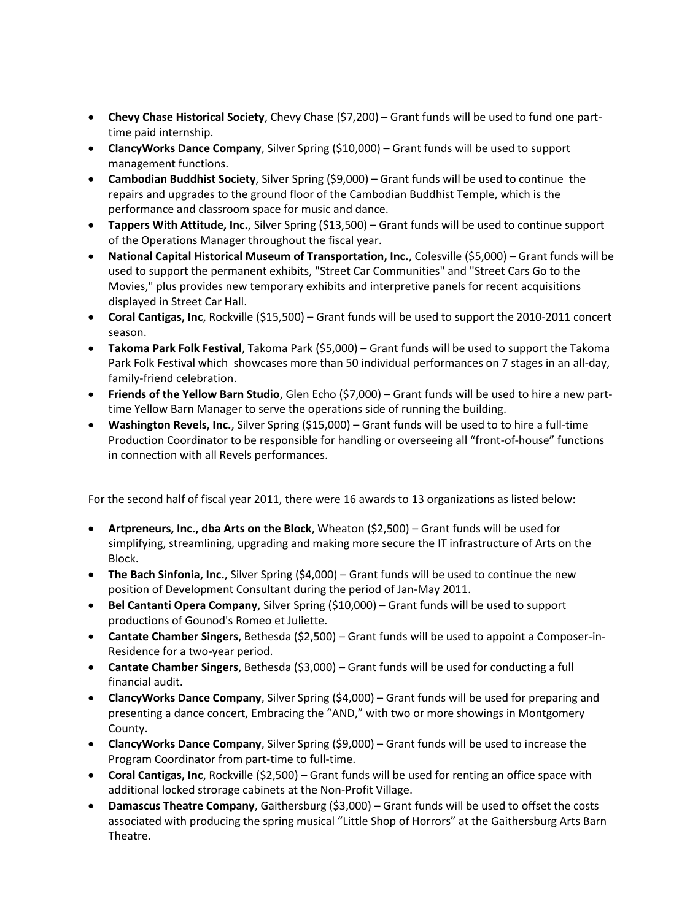- **Chevy Chase Historical Society**, Chevy Chase ($7,200) – Grant funds will be used to fund one part-time paid internship.
- **ClancyWorks Dance Company**, Silver Spring ($10,000) – Grant funds will be used to support management functions.
- **Cambodian Buddhist Society**, Silver Spring ($9,000) – Grant funds will be used to continue the repairs and upgrades to the ground floor of the Cambodian Buddhist Temple, which is the performance and classroom space for music and dance.
- **Tappers With Attitude, Inc.**, Silver Spring ($13,500) – Grant funds will be used to continue support of the Operations Manager throughout the fiscal year.
- **National Capital Historical Museum of Transportation, Inc.**, Colesville ($5,000) – Grant funds will be used to support the permanent exhibits, "Street Car Communities" and "Street Cars Go to the Movies," plus provides new temporary exhibits and interpretive panels for recent acquisitions displayed in Street Car Hall.
- **Coral Cantigas, Inc**, Rockville ($15,500) – Grant funds will be used to support the 2010-2011 concert season.
- **Takoma Park Folk Festival**, Takoma Park ($5,000) – Grant funds will be used to support the Takoma Park Folk Festival which showcases more than 50 individual performances on 7 stages in an all-day, family-friend celebration.
- **Friends of the Yellow Barn Studio**, Glen Echo ($7,000) – Grant funds will be used to hire a new part-time Yellow Barn Manager to serve the operations side of running the building.
- **Washington Revels, Inc.**, Silver Spring ($15,000) – Grant funds will be used to to hire a full-time Production Coordinator to be responsible for handling or overseeing all "front-of-house" functions in connection with all Revels performances.

For the second half of fiscal year 2011, there were 16 awards to 13 organizations as listed below:

- **Artpreneurs, Inc., dba Arts on the Block**, Wheaton ($2,500) – Grant funds will be used for simplifying, streamlining, upgrading and making more secure the IT infrastructure of Arts on the Block.
- **The Bach Sinfonia, Inc.**, Silver Spring ($4,000) – Grant funds will be used to continue the new position of Development Consultant during the period of Jan-May 2011.
- **Bel Cantanti Opera Company**, Silver Spring ($10,000) – Grant funds will be used to support productions of Gounod's Romeo et Juliette.
- **Cantate Chamber Singers**, Bethesda ($2,500) – Grant funds will be used to appoint a Composer-in-Residence for a two-year period.
- **Cantate Chamber Singers**, Bethesda ($3,000) – Grant funds will be used for conducting a full financial audit.
- **ClancyWorks Dance Company**, Silver Spring ($4,000) – Grant funds will be used for preparing and presenting a dance concert, Embracing the "AND," with two or more showings in Montgomery County.
- **ClancyWorks Dance Company**, Silver Spring ($9,000) – Grant funds will be used to increase the Program Coordinator from part-time to full-time.
- **Coral Cantigas, Inc**, Rockville ($2,500) – Grant funds will be used for renting an office space with additional locked strorage cabinets at the Non-Profit Village.
- **Damascus Theatre Company**, Gaithersburg ($3,000) – Grant funds will be used to offset the costs associated with producing the spring musical "Little Shop of Horrors" at the Gaithersburg Arts Barn Theatre.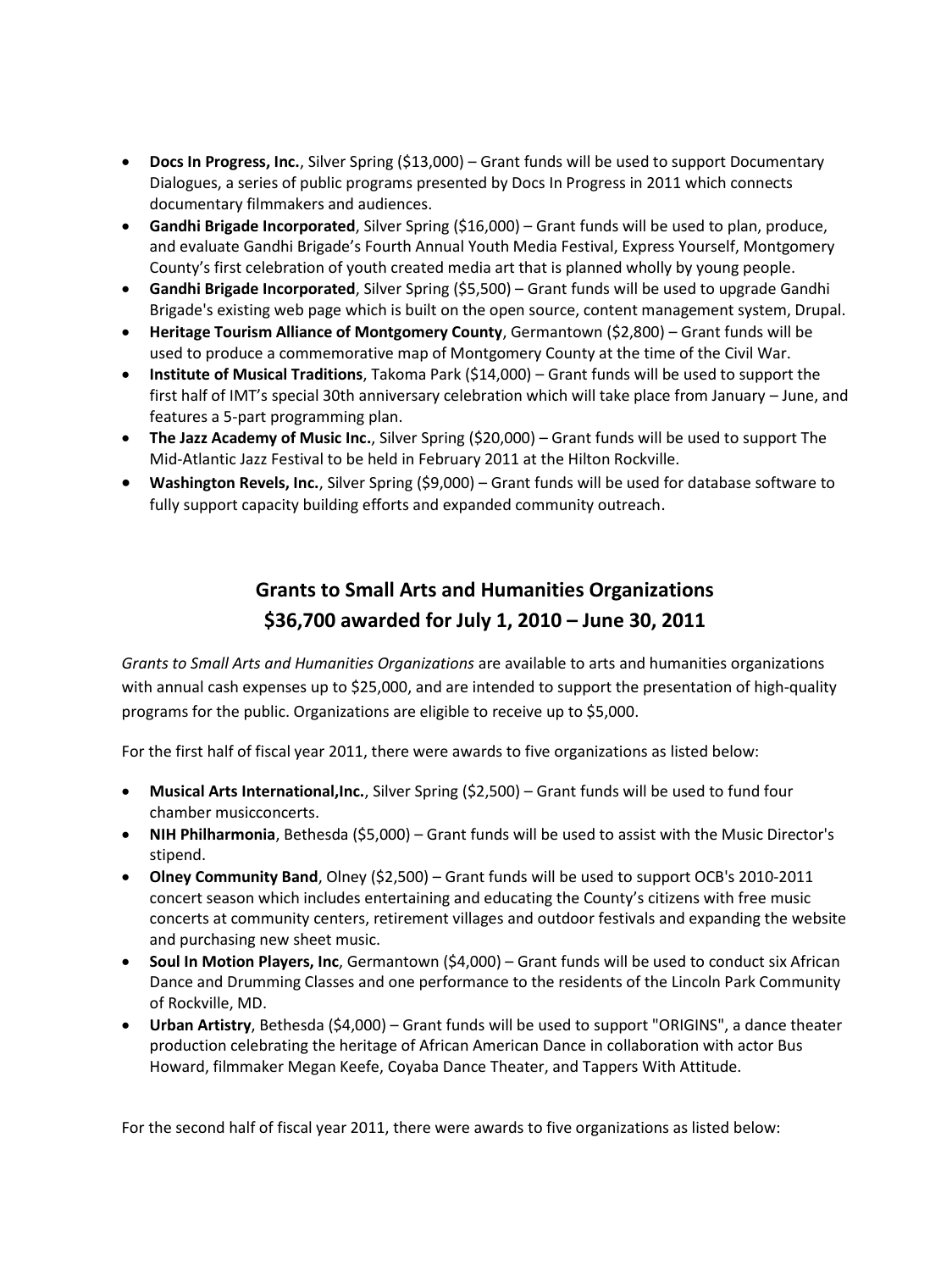- **Docs In Progress, Inc.**, Silver Spring ($13,000) – Grant funds will be used to support Documentary Dialogues, a series of public programs presented by Docs In Progress in 2011 which connects documentary filmmakers and audiences.
- **Gandhi Brigade Incorporated**, Silver Spring ($16,000) – Grant funds will be used to plan, produce, and evaluate Gandhi Brigade's Fourth Annual Youth Media Festival, Express Yourself, Montgomery County's first celebration of youth created media art that is planned wholly by young people.
- **Gandhi Brigade Incorporated**, Silver Spring ($5,500) – Grant funds will be used to upgrade Gandhi Brigade's existing web page which is built on the open source, content management system, Drupal.
- **Heritage Tourism Alliance of Montgomery County**, Germantown ($2,800) – Grant funds will be used to produce a commemorative map of Montgomery County at the time of the Civil War.
- **Institute of Musical Traditions**, Takoma Park ($14,000) – Grant funds will be used to support the first half of IMT's special 30th anniversary celebration which will take place from January – June, and features a 5-part programming plan.
- **The Jazz Academy of Music Inc.**, Silver Spring ($20,000) – Grant funds will be used to support The Mid-Atlantic Jazz Festival to be held in February 2011 at the Hilton Rockville.
- **Washington Revels, Inc.**, Silver Spring ($9,000) – Grant funds will be used for database software to fully support capacity building efforts and expanded community outreach.

## Grants to Small Arts and Humanities Organizations
## $36,700 awarded for July 1, 2010 – June 30, 2011

*Grants to Small Arts and Humanities Organizations* are available to arts and humanities organizations with annual cash expenses up to $25,000, and are intended to support the presentation of high-quality programs for the public. Organizations are eligible to receive up to $5,000.

For the first half of fiscal year 2011, there were awards to five organizations as listed below:

- **Musical Arts International,Inc.**, Silver Spring ($2,500) – Grant funds will be used to fund four chamber musicconcerts.
- **NIH Philharmonia**, Bethesda ($5,000) – Grant funds will be used to assist with the Music Director's stipend.
- **Olney Community Band**, Olney ($2,500) – Grant funds will be used to support OCB's 2010-2011 concert season which includes entertaining and educating the County's citizens with free music concerts at community centers, retirement villages and outdoor festivals and expanding the website and purchasing new sheet music.
- **Soul In Motion Players, Inc**, Germantown ($4,000) – Grant funds will be used to conduct six African Dance and Drumming Classes and one performance to the residents of the Lincoln Park Community of Rockville, MD.
- **Urban Artistry**, Bethesda ($4,000) – Grant funds will be used to support "ORIGINS", a dance theater production celebrating the heritage of African American Dance in collaboration with actor Bus Howard, filmmaker Megan Keefe, Coyaba Dance Theater, and Tappers With Attitude.

For the second half of fiscal year 2011, there were awards to five organizations as listed below: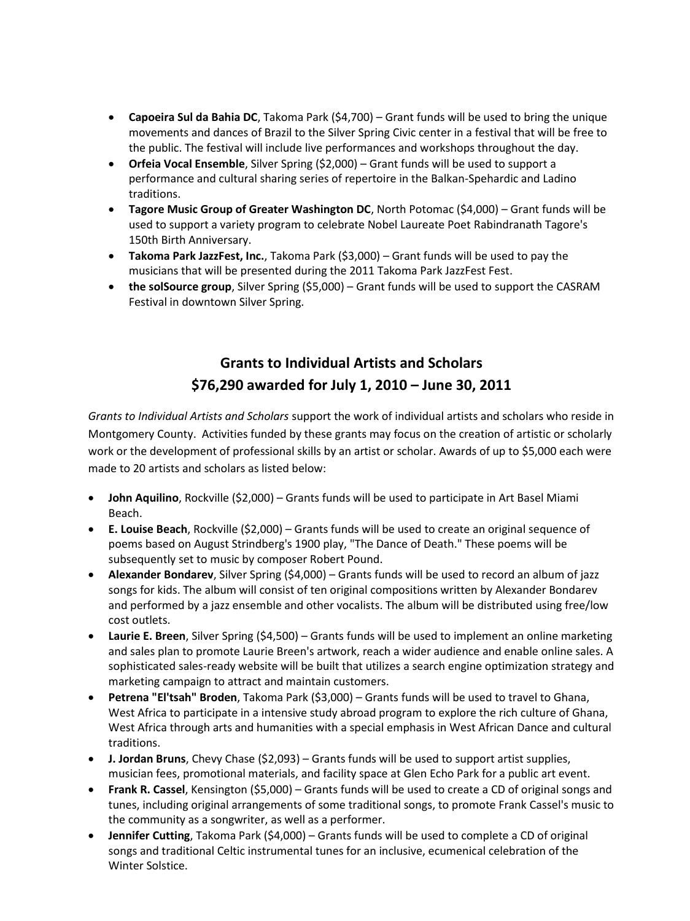- **Capoeira Sul da Bahia DC**, Takoma Park ($4,700) – Grant funds will be used to bring the unique movements and dances of Brazil to the Silver Spring Civic center in a festival that will be free to the public. The festival will include live performances and workshops throughout the day.
- **Orfeia Vocal Ensemble**, Silver Spring ($2,000) – Grant funds will be used to support a performance and cultural sharing series of repertoire in the Balkan-Spehardic and Ladino traditions.
- **Tagore Music Group of Greater Washington DC**, North Potomac ($4,000) – Grant funds will be used to support a variety program to celebrate Nobel Laureate Poet Rabindranath Tagore's 150th Birth Anniversary.
- **Takoma Park JazzFest, Inc.**, Takoma Park ($3,000) – Grant funds will be used to pay the musicians that will be presented during the 2011 Takoma Park JazzFest Fest.
- **the solSource group**, Silver Spring ($5,000) – Grant funds will be used to support the CASRAM Festival in downtown Silver Spring.

## Grants to Individual Artists and Scholars
## $76,290 awarded for July 1, 2010 – June 30, 2011

*Grants to Individual Artists and Scholars* support the work of individual artists and scholars who reside in Montgomery County. Activities funded by these grants may focus on the creation of artistic or scholarly work or the development of professional skills by an artist or scholar. Awards of up to $5,000 each were made to 20 artists and scholars as listed below:

- **John Aquilino**, Rockville ($2,000) – Grants funds will be used to participate in Art Basel Miami Beach.
- **E. Louise Beach**, Rockville ($2,000) – Grants funds will be used to create an original sequence of poems based on August Strindberg's 1900 play, "The Dance of Death." These poems will be subsequently set to music by composer Robert Pound.
- **Alexander Bondarev**, Silver Spring ($4,000) – Grants funds will be used to record an album of jazz songs for kids. The album will consist of ten original compositions written by Alexander Bondarev and performed by a jazz ensemble and other vocalists. The album will be distributed using free/low cost outlets.
- **Laurie E. Breen**, Silver Spring ($4,500) – Grants funds will be used to implement an online marketing and sales plan to promote Laurie Breen's artwork, reach a wider audience and enable online sales. A sophisticated sales-ready website will be built that utilizes a search engine optimization strategy and marketing campaign to attract and maintain customers.
- **Petrena "El'tsah" Broden**, Takoma Park ($3,000) – Grants funds will be used to travel to Ghana, West Africa to participate in a intensive study abroad program to explore the rich culture of Ghana, West Africa through arts and humanities with a special emphasis in West African Dance and cultural traditions.
- **J. Jordan Bruns**, Chevy Chase ($2,093) – Grants funds will be used to support artist supplies, musician fees, promotional materials, and facility space at Glen Echo Park for a public art event.
- **Frank R. Cassel**, Kensington ($5,000) – Grants funds will be used to create a CD of original songs and tunes, including original arrangements of some traditional songs, to promote Frank Cassel's music to the community as a songwriter, as well as a performer.
- **Jennifer Cutting**, Takoma Park ($4,000) – Grants funds will be used to complete a CD of original songs and traditional Celtic instrumental tunes for an inclusive, ecumenical celebration of the Winter Solstice.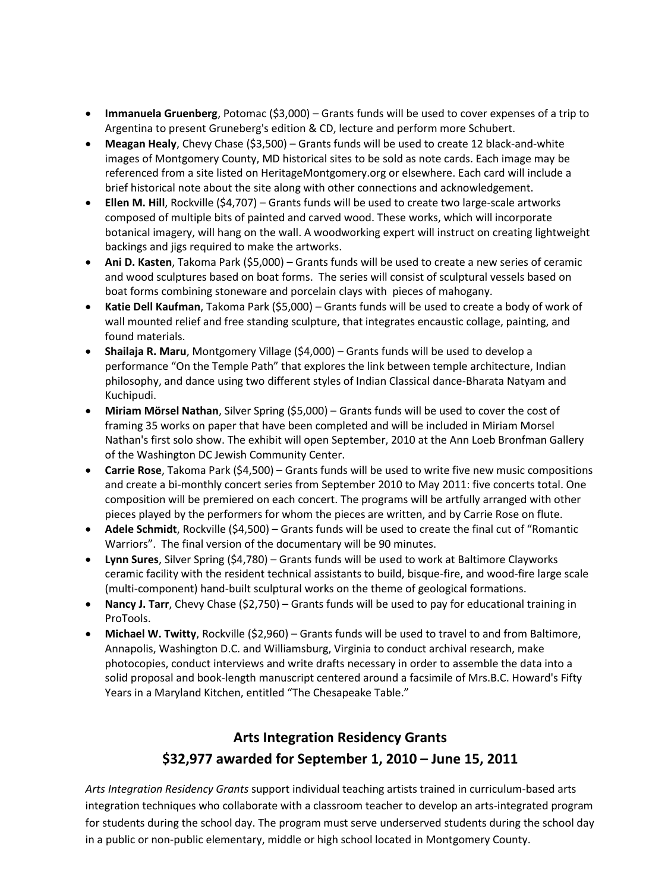- **Immanuela Gruenberg**, Potomac ($3,000) – Grants funds will be used to cover expenses of a trip to Argentina to present Gruneberg's edition & CD, lecture and perform more Schubert.
- **Meagan Healy**, Chevy Chase ($3,500) – Grants funds will be used to create 12 black-and-white images of Montgomery County, MD historical sites to be sold as note cards. Each image may be referenced from a site listed on HeritageMontgomery.org or elsewhere. Each card will include a brief historical note about the site along with other connections and acknowledgement.
- **Ellen M. Hill**, Rockville ($4,707) – Grants funds will be used to create two large-scale artworks composed of multiple bits of painted and carved wood. These works, which will incorporate botanical imagery, will hang on the wall. A woodworking expert will instruct on creating lightweight backings and jigs required to make the artworks.
- **Ani D. Kasten**, Takoma Park ($5,000) – Grants funds will be used to create a new series of ceramic and wood sculptures based on boat forms. The series will consist of sculptural vessels based on boat forms combining stoneware and porcelain clays with pieces of mahogany.
- **Katie Dell Kaufman**, Takoma Park ($5,000) – Grants funds will be used to create a body of work of wall mounted relief and free standing sculpture, that integrates encaustic collage, painting, and found materials.
- **Shailaja R. Maru**, Montgomery Village ($4,000) – Grants funds will be used to develop a performance "On the Temple Path" that explores the link between temple architecture, Indian philosophy, and dance using two different styles of Indian Classical dance-Bharata Natyam and Kuchipudi.
- **Miriam Mörsel Nathan**, Silver Spring ($5,000) – Grants funds will be used to cover the cost of framing 35 works on paper that have been completed and will be included in Miriam Morsel Nathan's first solo show. The exhibit will open September, 2010 at the Ann Loeb Bronfman Gallery of the Washington DC Jewish Community Center.
- **Carrie Rose**, Takoma Park ($4,500) – Grants funds will be used to write five new music compositions and create a bi-monthly concert series from September 2010 to May 2011: five concerts total. One composition will be premiered on each concert. The programs will be artfully arranged with other pieces played by the performers for whom the pieces are written, and by Carrie Rose on flute.
- **Adele Schmidt**, Rockville ($4,500) – Grants funds will be used to create the final cut of "Romantic Warriors". The final version of the documentary will be 90 minutes.
- **Lynn Sures**, Silver Spring ($4,780) – Grants funds will be used to work at Baltimore Clayworks ceramic facility with the resident technical assistants to build, bisque-fire, and wood-fire large scale (multi-component) hand-built sculptural works on the theme of geological formations.
- **Nancy J. Tarr**, Chevy Chase ($2,750) – Grants funds will be used to pay for educational training in ProTools.
- **Michael W. Twitty**, Rockville ($2,960) – Grants funds will be used to travel to and from Baltimore, Annapolis, Washington D.C. and Williamsburg, Virginia to conduct archival research, make photocopies, conduct interviews and write drafts necessary in order to assemble the data into a solid proposal and book-length manuscript centered around a facsimile of Mrs.B.C. Howard's Fifty Years in a Maryland Kitchen, entitled "The Chesapeake Table."

## Arts Integration Residency Grants
## $32,977 awarded for September 1, 2010 – June 15, 2011

*Arts Integration Residency Grants* support individual teaching artists trained in curriculum-based arts integration techniques who collaborate with a classroom teacher to develop an arts-integrated program for students during the school day. The program must serve underserved students during the school day in a public or non-public elementary, middle or high school located in Montgomery County.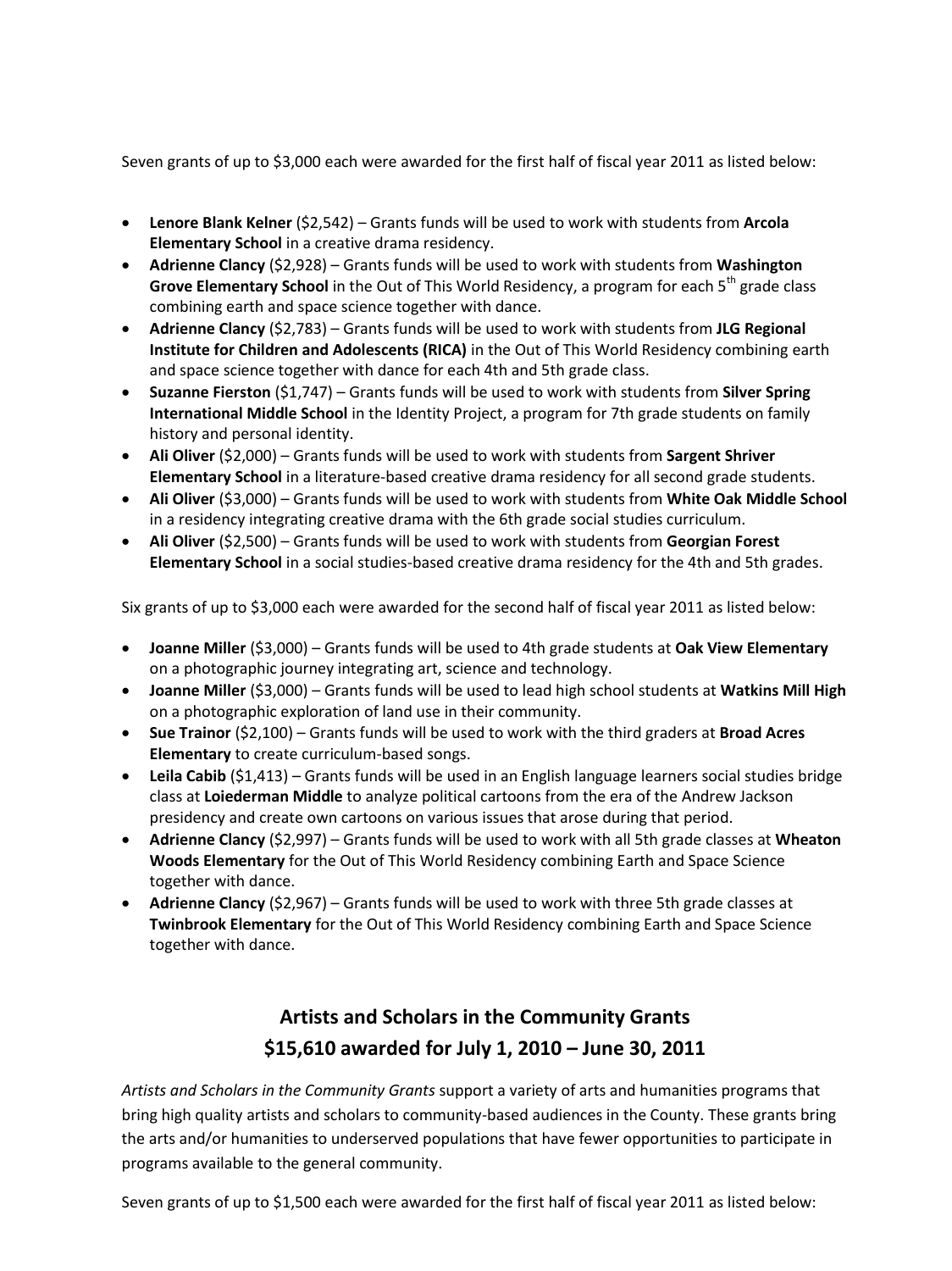Seven grants of up to $3,000 each were awarded for the first half of fiscal year 2011 as listed below:

- **Lenore Blank Kelner** ($2,542) – Grants funds will be used to work with students from **Arcola Elementary School** in a creative drama residency.
- **Adrienne Clancy** ($2,928) – Grants funds will be used to work with students from **Washington Grove Elementary School** in the Out of This World Residency, a program for each 5th grade class combining earth and space science together with dance.
- **Adrienne Clancy** ($2,783) – Grants funds will be used to work with students from **JLG Regional Institute for Children and Adolescents (RICA)** in the Out of This World Residency combining earth and space science together with dance for each 4th and 5th grade class.
- **Suzanne Fierston** ($1,747) – Grants funds will be used to work with students from **Silver Spring International Middle School** in the Identity Project, a program for 7th grade students on family history and personal identity.
- **Ali Oliver** ($2,000) – Grants funds will be used to work with students from **Sargent Shriver Elementary School** in a literature-based creative drama residency for all second grade students.
- **Ali Oliver** ($3,000) – Grants funds will be used to work with students from **White Oak Middle School** in a residency integrating creative drama with the 6th grade social studies curriculum.
- **Ali Oliver** ($2,500) – Grants funds will be used to work with students from **Georgian Forest Elementary School** in a social studies-based creative drama residency for the 4th and 5th grades.

Six grants of up to $3,000 each were awarded for the second half of fiscal year 2011 as listed below:

- **Joanne Miller** ($3,000) – Grants funds will be used to 4th grade students at **Oak View Elementary** on a photographic journey integrating art, science and technology.
- **Joanne Miller** ($3,000) – Grants funds will be used to lead high school students at **Watkins Mill High** on a photographic exploration of land use in their community.
- **Sue Trainor** ($2,100) – Grants funds will be used to work with the third graders at **Broad Acres Elementary** to create curriculum-based songs.
- **Leila Cabib** ($1,413) – Grants funds will be used in an English language learners social studies bridge class at **Loiederman Middle** to analyze political cartoons from the era of the Andrew Jackson presidency and create own cartoons on various issues that arose during that period.
- **Adrienne Clancy** ($2,997) – Grants funds will be used to work with all 5th grade classes at **Wheaton Woods Elementary** for the Out of This World Residency combining Earth and Space Science together with dance.
- **Adrienne Clancy** ($2,967) – Grants funds will be used to work with three 5th grade classes at **Twinbrook Elementary** for the Out of This World Residency combining Earth and Space Science together with dance.

## Artists and Scholars in the Community Grants
## $15,610 awarded for July 1, 2010 – June 30, 2011

*Artists and Scholars in the Community Grants* support a variety of arts and humanities programs that bring high quality artists and scholars to community-based audiences in the County. These grants bring the arts and/or humanities to underserved populations that have fewer opportunities to participate in programs available to the general community.

Seven grants of up to $1,500 each were awarded for the first half of fiscal year 2011 as listed below: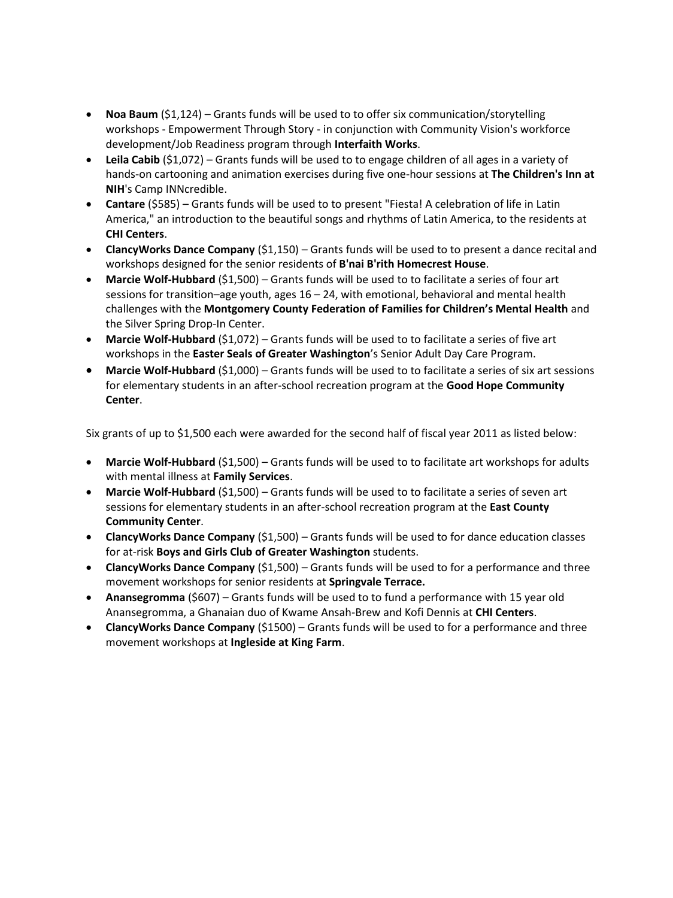- **Noa Baum** ($1,124) – Grants funds will be used to to offer six communication/storytelling workshops - Empowerment Through Story - in conjunction with Community Vision's workforce development/Job Readiness program through **Interfaith Works**.
- **Leila Cabib** ($1,072) – Grants funds will be used to to engage children of all ages in a variety of hands-on cartooning and animation exercises during five one-hour sessions at **The Children's Inn at NIH**'s Camp INNcredible.
- **Cantare** ($585) – Grants funds will be used to to present "Fiesta! A celebration of life in Latin America," an introduction to the beautiful songs and rhythms of Latin America, to the residents at **CHI Centers**.
- **ClancyWorks Dance Company** ($1,150) – Grants funds will be used to to present a dance recital and workshops designed for the senior residents of **B'nai B'rith Homecrest House**.
- **Marcie Wolf-Hubbard** ($1,500) – Grants funds will be used to to facilitate a series of four art sessions for transition–age youth, ages 16 – 24, with emotional, behavioral and mental health challenges with the **Montgomery County Federation of Families for Children's Mental Health** and the Silver Spring Drop-In Center.
- **Marcie Wolf-Hubbard** ($1,072) – Grants funds will be used to to facilitate a series of five art workshops in the **Easter Seals of Greater Washington**'s Senior Adult Day Care Program.
- **Marcie Wolf-Hubbard** ($1,000) – Grants funds will be used to to facilitate a series of six art sessions for elementary students in an after-school recreation program at the **Good Hope Community Center**.

Six grants of up to $1,500 each were awarded for the second half of fiscal year 2011 as listed below:

- **Marcie Wolf-Hubbard** ($1,500) – Grants funds will be used to to facilitate art workshops for adults with mental illness at **Family Services**.
- **Marcie Wolf-Hubbard** ($1,500) – Grants funds will be used to to facilitate a series of seven art sessions for elementary students in an after-school recreation program at the **East County Community Center**.
- **ClancyWorks Dance Company** ($1,500) – Grants funds will be used to for dance education classes for at-risk **Boys and Girls Club of Greater Washington** students.
- **ClancyWorks Dance Company** ($1,500) – Grants funds will be used to for a performance and three movement workshops for senior residents at **Springvale Terrace.**
- **Anansegromma** ($607) – Grants funds will be used to to fund a performance with 15 year old Anansegromma, a Ghanaian duo of Kwame Ansah-Brew and Kofi Dennis at **CHI Centers**.
- **ClancyWorks Dance Company** ($1500) – Grants funds will be used to for a performance and three movement workshops at **Ingleside at King Farm**.